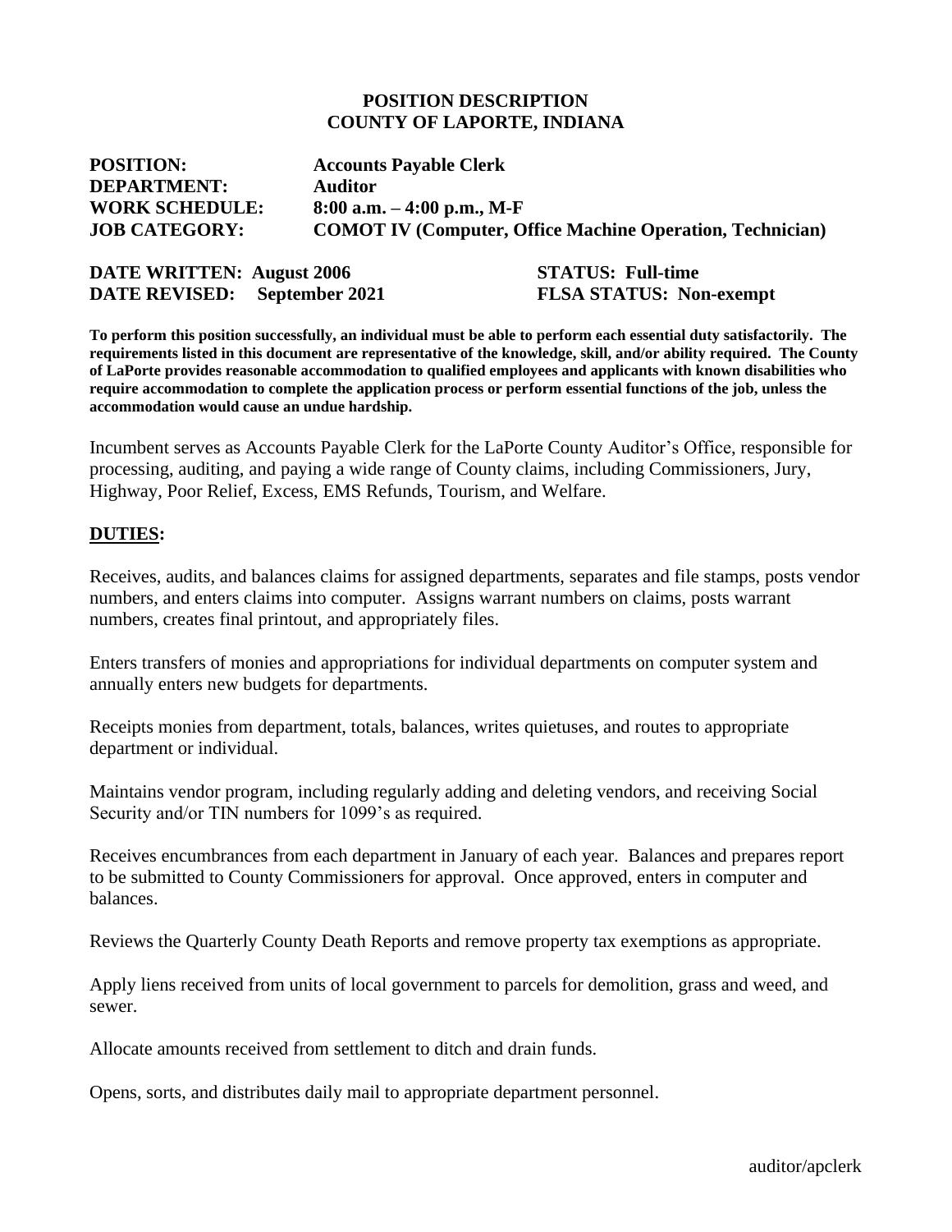**POSITION DESCRIPTION**
**COUNTY OF LAPORTE, INDIANA**

**POSITION:** **Accounts Payable Clerk**
**DEPARTMENT:** **Auditor**
**WORK SCHEDULE:** **8:00 a.m. – 4:00 p.m., M-F**
**JOB CATEGORY:** **COMOT IV (Computer, Office Machine Operation, Technician)**

**DATE WRITTEN: August 2006** **STATUS: Full-time**
**DATE REVISED: September 2021** **FLSA STATUS: Non-exempt**

**To perform this position successfully, an individual must be able to perform each essential duty satisfactorily. The requirements listed in this document are representative of the knowledge, skill, and/or ability required. The County of LaPorte provides reasonable accommodation to qualified employees and applicants with known disabilities who require accommodation to complete the application process or perform essential functions of the job, unless the accommodation would cause an undue hardship.**

Incumbent serves as Accounts Payable Clerk for the LaPorte County Auditor's Office, responsible for processing, auditing, and paying a wide range of County claims, including Commissioners, Jury, Highway, Poor Relief, Excess, EMS Refunds, Tourism, and Welfare.

## **DUTIES:**

Receives, audits, and balances claims for assigned departments, separates and file stamps, posts vendor numbers, and enters claims into computer. Assigns warrant numbers on claims, posts warrant numbers, creates final printout, and appropriately files.

Enters transfers of monies and appropriations for individual departments on computer system and annually enters new budgets for departments.

Receipts monies from department, totals, balances, writes quietuses, and routes to appropriate department or individual.

Maintains vendor program, including regularly adding and deleting vendors, and receiving Social Security and/or TIN numbers for 1099's as required.

Receives encumbrances from each department in January of each year. Balances and prepares report to be submitted to County Commissioners for approval. Once approved, enters in computer and balances.

Reviews the Quarterly County Death Reports and remove property tax exemptions as appropriate.

Apply liens received from units of local government to parcels for demolition, grass and weed, and sewer.

Allocate amounts received from settlement to ditch and drain funds.

Opens, sorts, and distributes daily mail to appropriate department personnel.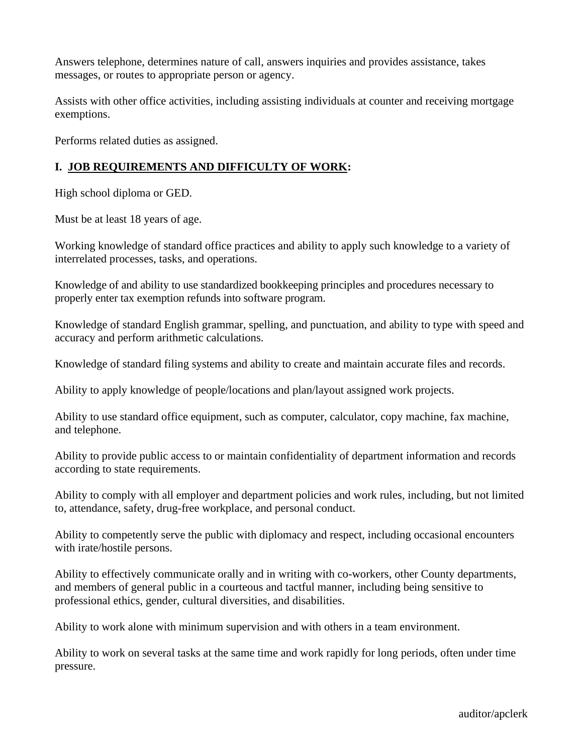Answers telephone, determines nature of call, answers inquiries and provides assistance, takes messages, or routes to appropriate person or agency.

Assists with other office activities, including assisting individuals at counter and receiving mortgage exemptions.

Performs related duties as assigned.

## I. JOB REQUIREMENTS AND DIFFICULTY OF WORK:

High school diploma or GED.

Must be at least 18 years of age.

Working knowledge of standard office practices and ability to apply such knowledge to a variety of interrelated processes, tasks, and operations.

Knowledge of and ability to use standardized bookkeeping principles and procedures necessary to properly enter tax exemption refunds into software program.

Knowledge of standard English grammar, spelling, and punctuation, and ability to type with speed and accuracy and perform arithmetic calculations.

Knowledge of standard filing systems and ability to create and maintain accurate files and records.

Ability to apply knowledge of people/locations and plan/layout assigned work projects.

Ability to use standard office equipment, such as computer, calculator, copy machine, fax machine, and telephone.

Ability to provide public access to or maintain confidentiality of department information and records according to state requirements.

Ability to comply with all employer and department policies and work rules, including, but not limited to, attendance, safety, drug-free workplace, and personal conduct.

Ability to competently serve the public with diplomacy and respect, including occasional encounters with irate/hostile persons.

Ability to effectively communicate orally and in writing with co-workers, other County departments, and members of general public in a courteous and tactful manner, including being sensitive to professional ethics, gender, cultural diversities, and disabilities.

Ability to work alone with minimum supervision and with others in a team environment.

Ability to work on several tasks at the same time and work rapidly for long periods, often under time pressure.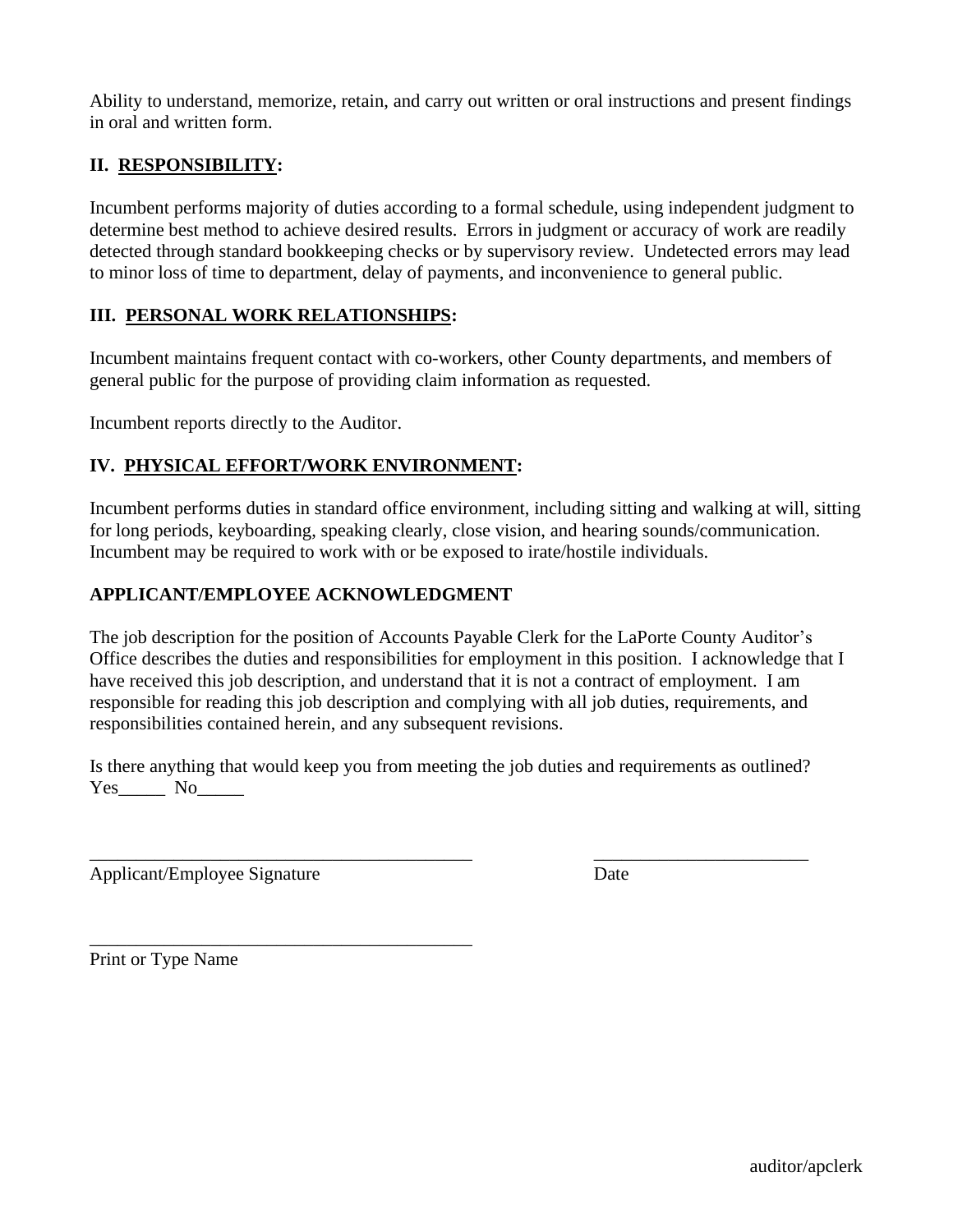Ability to understand, memorize, retain, and carry out written or oral instructions and present findings in oral and written form.

## II. **RESPONSIBILITY**:

Incumbent performs majority of duties according to a formal schedule, using independent judgment to determine best method to achieve desired results. Errors in judgment or accuracy of work are readily detected through standard bookkeeping checks or by supervisory review. Undetected errors may lead to minor loss of time to department, delay of payments, and inconvenience to general public.

## III. **PERSONAL WORK RELATIONSHIPS**:

Incumbent maintains frequent contact with co-workers, other County departments, and members of general public for the purpose of providing claim information as requested.

Incumbent reports directly to the Auditor.

## IV. **PHYSICAL EFFORT/WORK ENVIRONMENT**:

Incumbent performs duties in standard office environment, including sitting and walking at will, sitting for long periods, keyboarding, speaking clearly, close vision, and hearing sounds/communication. Incumbent may be required to work with or be exposed to irate/hostile individuals.

## APPLICANT/EMPLOYEE ACKNOWLEDGMENT

The job description for the position of Accounts Payable Clerk for the LaPorte County Auditor's Office describes the duties and responsibilities for employment in this position. I acknowledge that I have received this job description, and understand that it is not a contract of employment. I am responsible for reading this job description and complying with all job duties, requirements, and responsibilities contained herein, and any subsequent revisions.

Is there anything that would keep you from meeting the job duties and requirements as outlined?
Yes_____ No_____

___________________________________________ ________________________
Applicant/Employee Signature Date

___________________________________________
Print or Type Name

auditor/apclerk